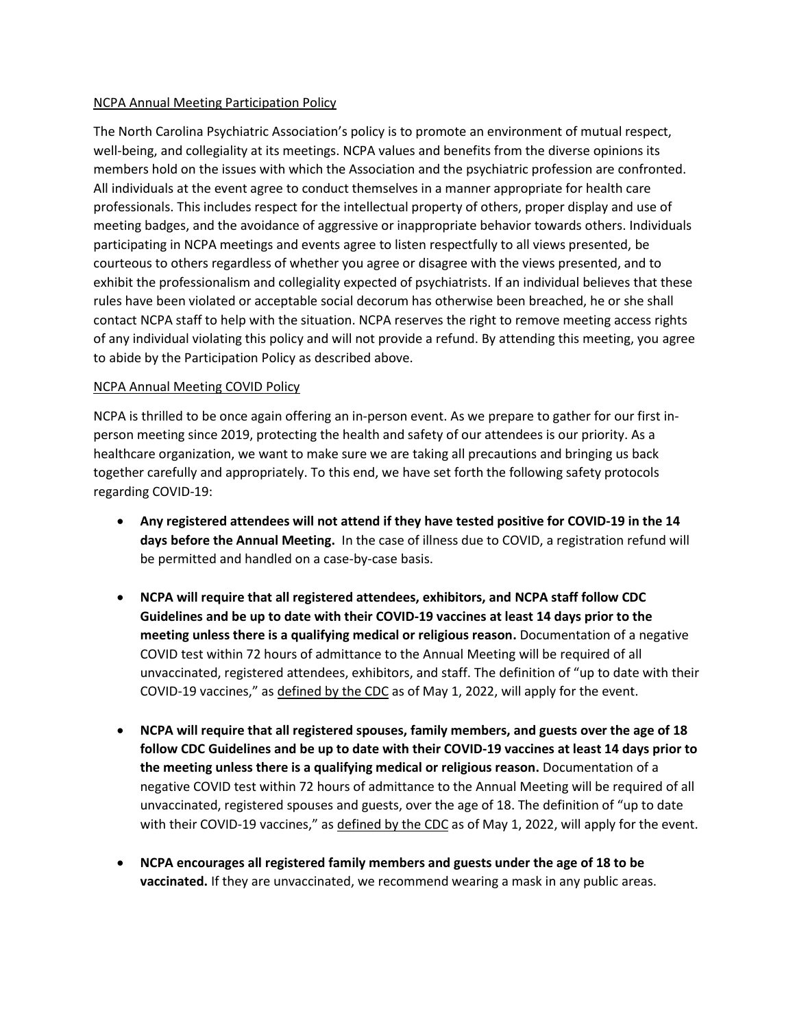## NCPA Annual Meeting Participation Policy

The North Carolina Psychiatric Association's policy is to promote an environment of mutual respect, well-being, and collegiality at its meetings. NCPA values and benefits from the diverse opinions its members hold on the issues with which the Association and the psychiatric profession are confronted. All individuals at the event agree to conduct themselves in a manner appropriate for health care professionals. This includes respect for the intellectual property of others, proper display and use of meeting badges, and the avoidance of aggressive or inappropriate behavior towards others. Individuals participating in NCPA meetings and events agree to listen respectfully to all views presented, be courteous to others regardless of whether you agree or disagree with the views presented, and to exhibit the professionalism and collegiality expected of psychiatrists. If an individual believes that these rules have been violated or acceptable social decorum has otherwise been breached, he or she shall contact NCPA staff to help with the situation. NCPA reserves the right to remove meeting access rights of any individual violating this policy and will not provide a refund. By attending this meeting, you agree to abide by the Participation Policy as described above.

## NCPA Annual Meeting COVID Policy

NCPA is thrilled to be once again offering an in-person event. As we prepare to gather for our first in-person meeting since 2019, protecting the health and safety of our attendees is our priority. As a healthcare organization, we want to make sure we are taking all precautions and bringing us back together carefully and appropriately. To this end, we have set forth the following safety protocols regarding COVID-19:

- **Any registered attendees will not attend if they have tested positive for COVID-19 in the 14 days before the Annual Meeting.** In the case of illness due to COVID, a registration refund will be permitted and handled on a case-by-case basis.

- **NCPA will require that all registered attendees, exhibitors, and NCPA staff follow CDC Guidelines and be up to date with their COVID-19 vaccines at least 14 days prior to the meeting unless there is a qualifying medical or religious reason.** Documentation of a negative COVID test within 72 hours of admittance to the Annual Meeting will be required of all unvaccinated, registered attendees, exhibitors, and staff. The definition of "up to date with their COVID-19 vaccines," as defined by the CDC as of May 1, 2022, will apply for the event.

- **NCPA will require that all registered spouses, family members, and guests over the age of 18 follow CDC Guidelines and be up to date with their COVID-19 vaccines at least 14 days prior to the meeting unless there is a qualifying medical or religious reason.** Documentation of a negative COVID test within 72 hours of admittance to the Annual Meeting will be required of all unvaccinated, registered spouses and guests, over the age of 18. The definition of "up to date with their COVID-19 vaccines," as defined by the CDC as of May 1, 2022, will apply for the event.

- **NCPA encourages all registered family members and guests under the age of 18 to be vaccinated.** If they are unvaccinated, we recommend wearing a mask in any public areas.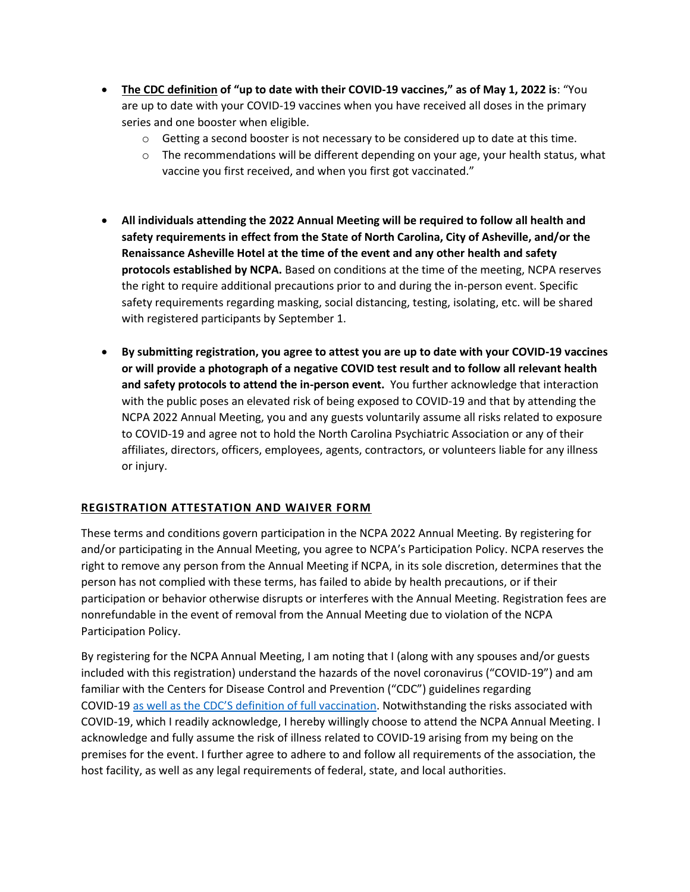- **The CDC definition of "up to date with their COVID-19 vaccines," as of May 1, 2022 is**: "You are up to date with your COVID-19 vaccines when you have received all doses in the primary series and one booster when eligible.
    - Getting a second booster is not necessary to be considered up to date at this time.
    - The recommendations will be different depending on your age, your health status, what vaccine you first received, and when you first got vaccinated."

- **All individuals attending the 2022 Annual Meeting will be required to follow all health and safety requirements in effect from the State of North Carolina, City of Asheville, and/or the Renaissance Asheville Hotel at the time of the event and any other health and safety protocols established by NCPA.** Based on conditions at the time of the meeting, NCPA reserves the right to require additional precautions prior to and during the in-person event. Specific safety requirements regarding masking, social distancing, testing, isolating, etc. will be shared with registered participants by September 1.

- **By submitting registration, you agree to attest you are up to date with your COVID-19 vaccines or will provide a photograph of a negative COVID test result and to follow all relevant health and safety protocols to attend the in-person event.** You further acknowledge that interaction with the public poses an elevated risk of being exposed to COVID-19 and that by attending the NCPA 2022 Annual Meeting, you and any guests voluntarily assume all risks related to exposure to COVID-19 and agree not to hold the North Carolina Psychiatric Association or any of their affiliates, directors, officers, employees, agents, contractors, or volunteers liable for any illness or injury.

## REGISTRATION ATTESTATION AND WAIVER FORM

These terms and conditions govern participation in the NCPA 2022 Annual Meeting. By registering for and/or participating in the Annual Meeting, you agree to NCPA's Participation Policy. NCPA reserves the right to remove any person from the Annual Meeting if NCPA, in its sole discretion, determines that the person has not complied with these terms, has failed to abide by health precautions, or if their participation or behavior otherwise disrupts or interferes with the Annual Meeting. Registration fees are nonrefundable in the event of removal from the Annual Meeting due to violation of the NCPA Participation Policy.

By registering for the NCPA Annual Meeting, I am noting that I (along with any spouses and/or guests included with this registration) understand the hazards of the novel coronavirus ("COVID-19") and am familiar with the Centers for Disease Control and Prevention ("CDC") guidelines regarding COVID-19 as well as the CDC'S definition of full vaccination. Notwithstanding the risks associated with COVID-19, which I readily acknowledge, I hereby willingly choose to attend the NCPA Annual Meeting. I acknowledge and fully assume the risk of illness related to COVID-19 arising from my being on the premises for the event. I further agree to adhere to and follow all requirements of the association, the host facility, as well as any legal requirements of federal, state, and local authorities.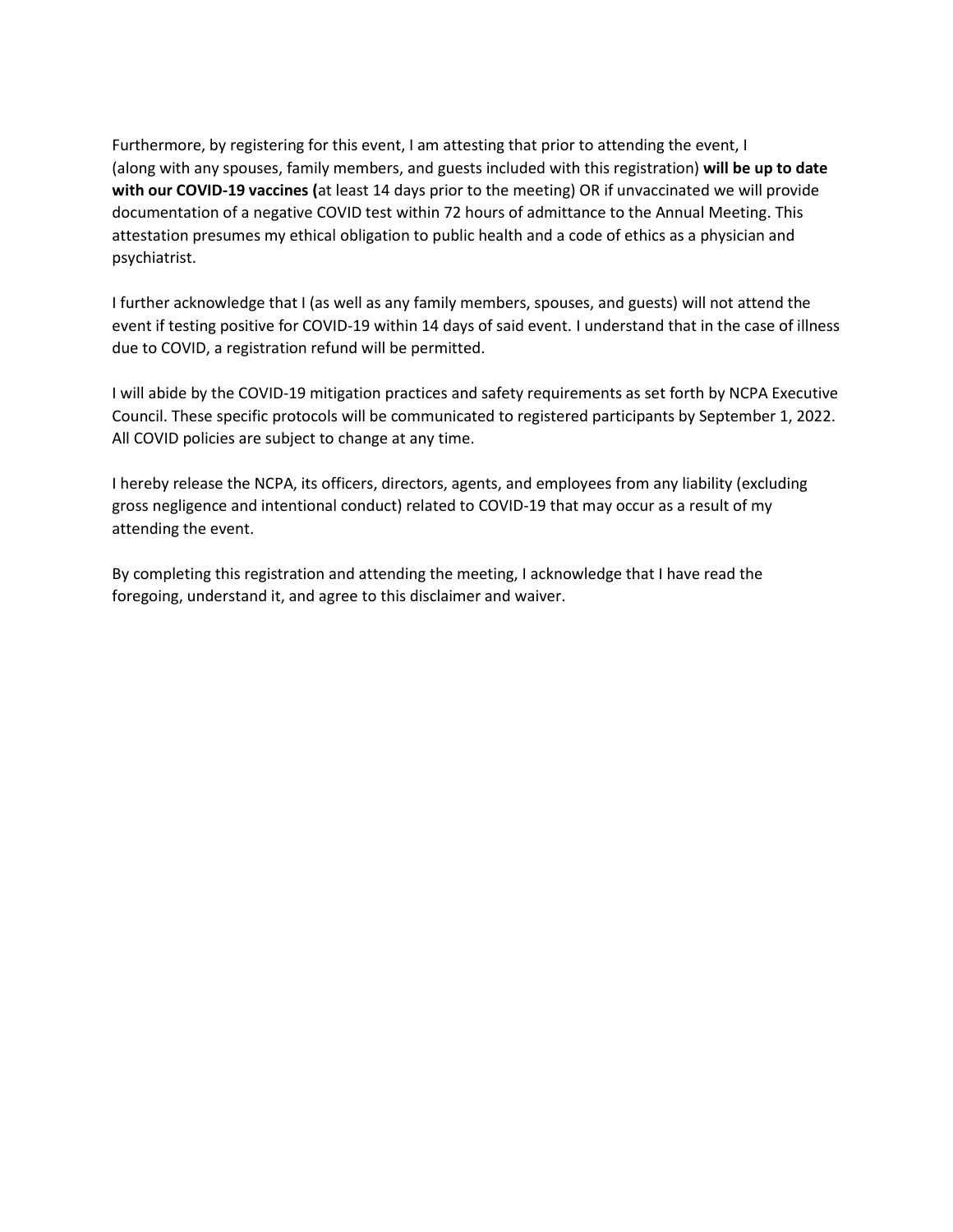Furthermore, by registering for this event, I am attesting that prior to attending the event, I (along with any spouses, family members, and guests included with this registration) **will be up to date with our COVID-19 vaccines (**at least 14 days prior to the meeting) OR if unvaccinated we will provide documentation of a negative COVID test within 72 hours of admittance to the Annual Meeting. This attestation presumes my ethical obligation to public health and a code of ethics as a physician and psychiatrist.

I further acknowledge that I (as well as any family members, spouses, and guests) will not attend the event if testing positive for COVID-19 within 14 days of said event. I understand that in the case of illness due to COVID, a registration refund will be permitted.

I will abide by the COVID-19 mitigation practices and safety requirements as set forth by NCPA Executive Council. These specific protocols will be communicated to registered participants by September 1, 2022. All COVID policies are subject to change at any time.

I hereby release the NCPA, its officers, directors, agents, and employees from any liability (excluding gross negligence and intentional conduct) related to COVID-19 that may occur as a result of my attending the event.

By completing this registration and attending the meeting, I acknowledge that I have read the foregoing, understand it, and agree to this disclaimer and waiver.